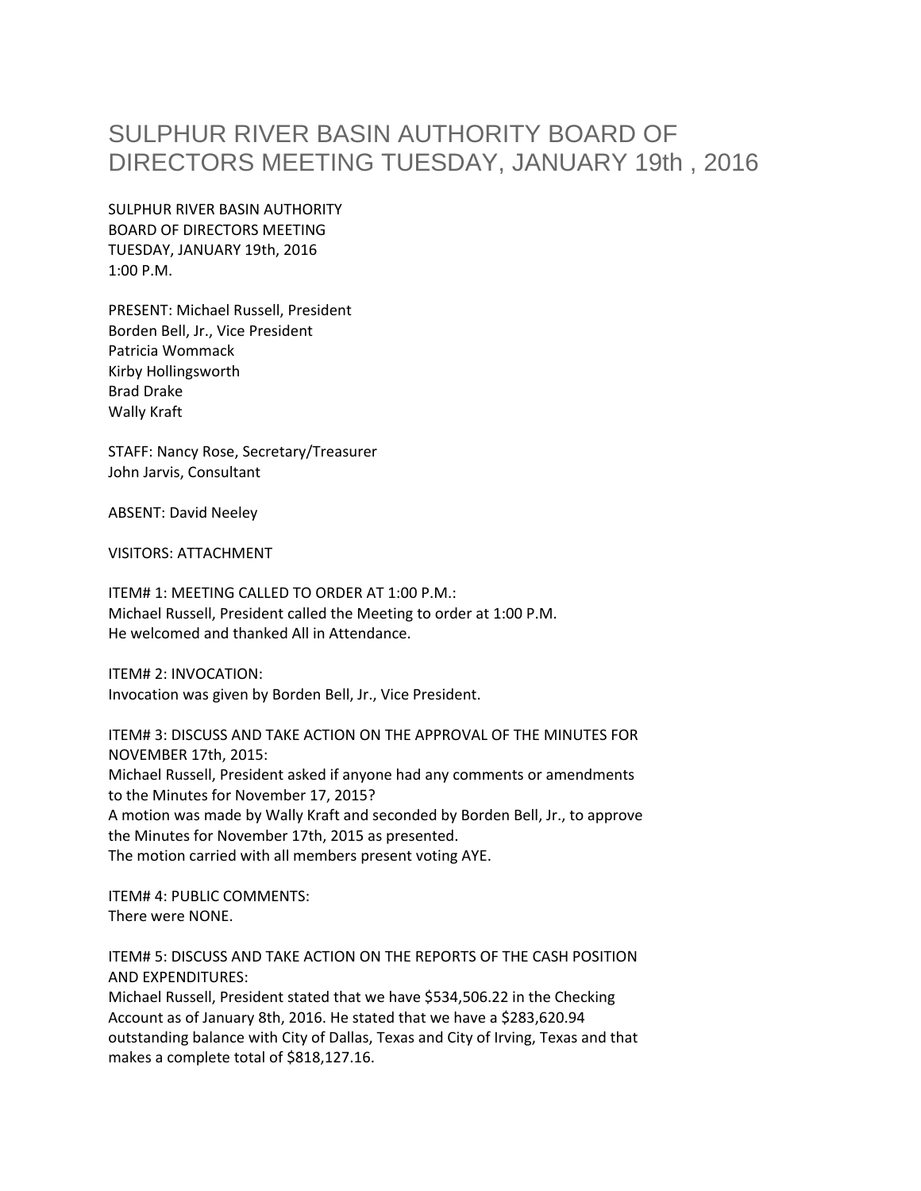# SULPHUR RIVER BASIN AUTHORITY BOARD OF DIRECTORS MEETING TUESDAY, JANUARY 19th , 2016

SULPHUR RIVER BASIN AUTHORITY
BOARD OF DIRECTORS MEETING
TUESDAY, JANUARY 19th, 2016
1:00 P.M.

PRESENT: Michael Russell, President
Borden Bell, Jr., Vice President
Patricia Wommack
Kirby Hollingsworth
Brad Drake
Wally Kraft

STAFF: Nancy Rose, Secretary/Treasurer
John Jarvis, Consultant

ABSENT: David Neeley

VISITORS: ATTACHMENT

ITEM# 1: MEETING CALLED TO ORDER AT 1:00 P.M.:
Michael Russell, President called the Meeting to order at 1:00 P.M.
He welcomed and thanked All in Attendance.

ITEM# 2: INVOCATION:
Invocation was given by Borden Bell, Jr., Vice President.

ITEM# 3: DISCUSS AND TAKE ACTION ON THE APPROVAL OF THE MINUTES FOR NOVEMBER 17th, 2015:
Michael Russell, President asked if anyone had any comments or amendments to the Minutes for November 17, 2015?
A motion was made by Wally Kraft and seconded by Borden Bell, Jr., to approve the Minutes for November 17th, 2015 as presented.
The motion carried with all members present voting AYE.

ITEM# 4: PUBLIC COMMENTS:
There were NONE.

ITEM# 5: DISCUSS AND TAKE ACTION ON THE REPORTS OF THE CASH POSITION AND EXPENDITURES:
Michael Russell, President stated that we have $534,506.22 in the Checking Account as of January 8th, 2016. He stated that we have a $283,620.94 outstanding balance with City of Dallas, Texas and City of Irving, Texas and that makes a complete total of $818,127.16.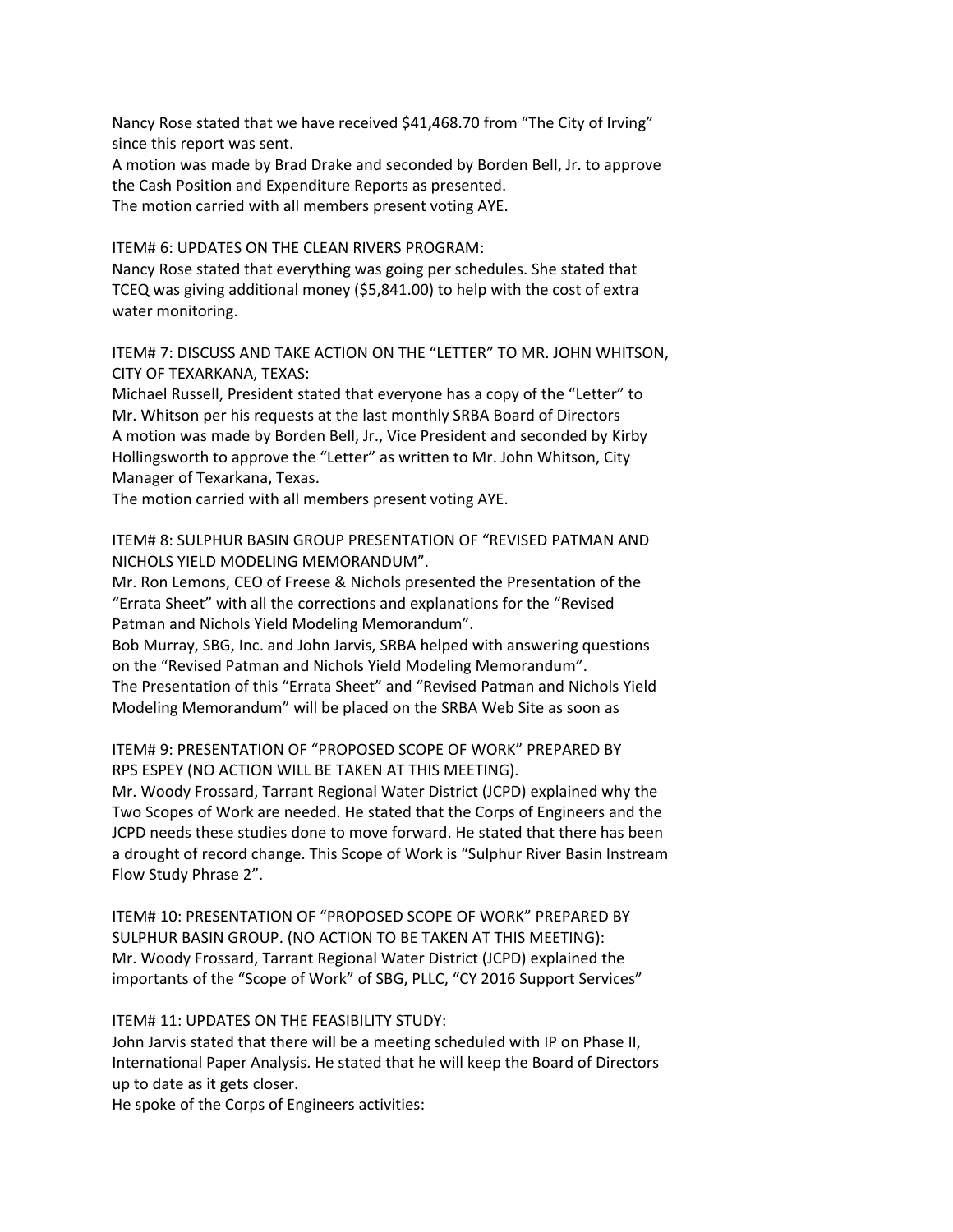Nancy Rose stated that we have received $41,468.70 from "The City of Irving" since this report was sent.
A motion was made by Brad Drake and seconded by Borden Bell, Jr. to approve the Cash Position and Expenditure Reports as presented.
The motion carried with all members present voting AYE.

ITEM# 6: UPDATES ON THE CLEAN RIVERS PROGRAM:
Nancy Rose stated that everything was going per schedules. She stated that TCEQ was giving additional money ($5,841.00) to help with the cost of extra water monitoring.

ITEM# 7: DISCUSS AND TAKE ACTION ON THE "LETTER" TO MR. JOHN WHITSON, CITY OF TEXARKANA, TEXAS:
Michael Russell, President stated that everyone has a copy of the "Letter" to Mr. Whitson per his requests at the last monthly SRBA Board of Directors
A motion was made by Borden Bell, Jr., Vice President and seconded by Kirby Hollingsworth to approve the "Letter" as written to Mr. John Whitson, City Manager of Texarkana, Texas.
The motion carried with all members present voting AYE.

ITEM# 8: SULPHUR BASIN GROUP PRESENTATION OF "REVISED PATMAN AND NICHOLS YIELD MODELING MEMORANDUM".
Mr. Ron Lemons, CEO of Freese & Nichols presented the Presentation of the "Errata Sheet" with all the corrections and explanations for the "Revised Patman and Nichols Yield Modeling Memorandum".
Bob Murray, SBG, Inc. and John Jarvis, SRBA helped with answering questions on the "Revised Patman and Nichols Yield Modeling Memorandum".
The Presentation of this "Errata Sheet" and "Revised Patman and Nichols Yield Modeling Memorandum" will be placed on the SRBA Web Site as soon as

ITEM# 9: PRESENTATION OF "PROPOSED SCOPE OF WORK" PREPARED BY RPS ESPEY (NO ACTION WILL BE TAKEN AT THIS MEETING).
Mr. Woody Frossard, Tarrant Regional Water District (JCPD) explained why the Two Scopes of Work are needed. He stated that the Corps of Engineers and the JCPD needs these studies done to move forward. He stated that there has been a drought of record change. This Scope of Work is "Sulphur River Basin Instream Flow Study Phrase 2".

ITEM# 10: PRESENTATION OF "PROPOSED SCOPE OF WORK" PREPARED BY SULPHUR BASIN GROUP. (NO ACTION TO BE TAKEN AT THIS MEETING):
Mr. Woody Frossard, Tarrant Regional Water District (JCPD) explained the importants of the "Scope of Work" of SBG, PLLC, "CY 2016 Support Services"

ITEM# 11: UPDATES ON THE FEASIBILITY STUDY:
John Jarvis stated that there will be a meeting scheduled with IP on Phase II, International Paper Analysis. He stated that he will keep the Board of Directors up to date as it gets closer.
He spoke of the Corps of Engineers activities: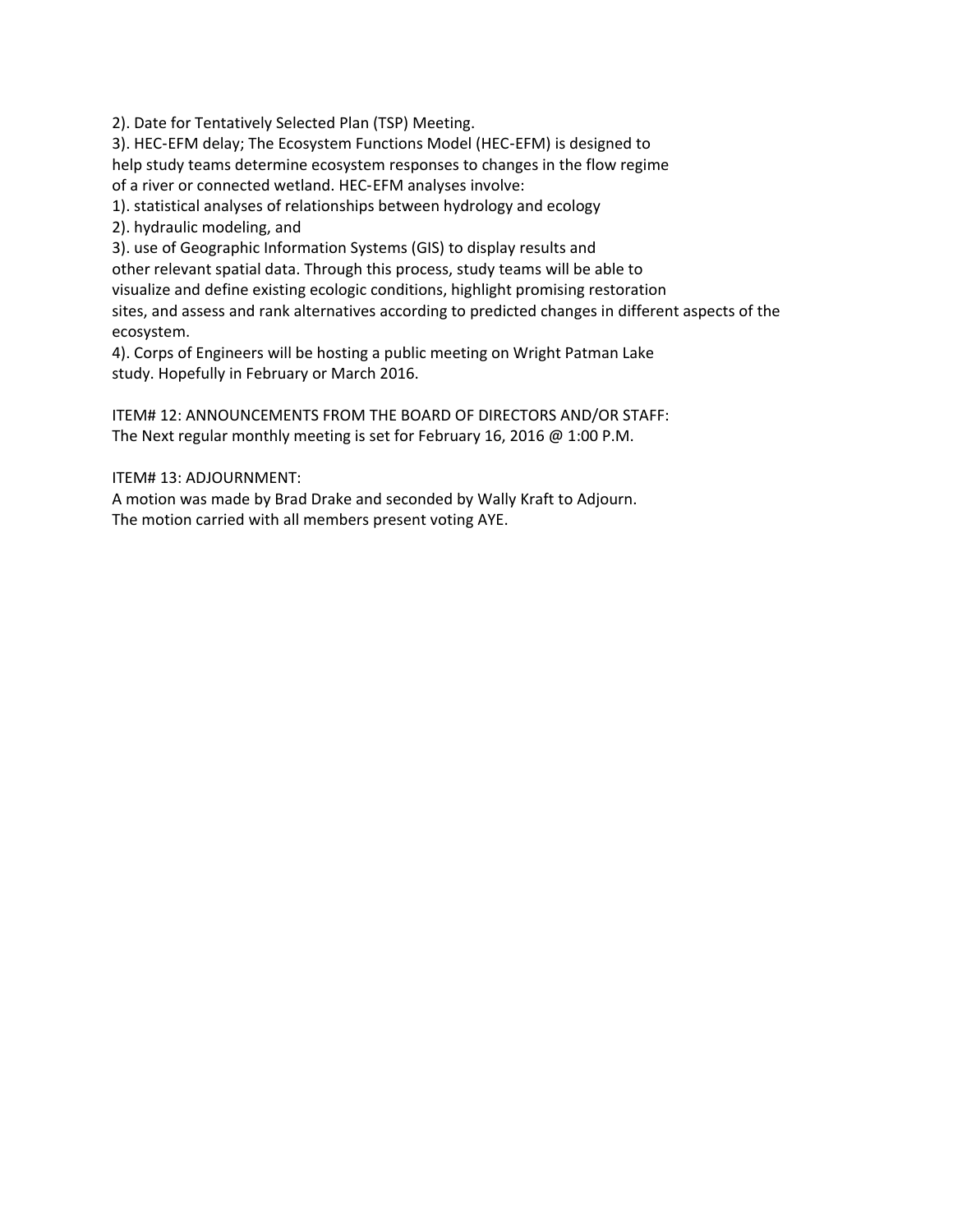2). Date for Tentatively Selected Plan (TSP) Meeting.
3). HEC-EFM delay; The Ecosystem Functions Model (HEC-EFM) is designed to help study teams determine ecosystem responses to changes in the flow regime of a river or connected wetland. HEC-EFM analyses involve:
1). statistical analyses of relationships between hydrology and ecology
2). hydraulic modeling, and
3). use of Geographic Information Systems (GIS) to display results and other relevant spatial data. Through this process, study teams will be able to visualize and define existing ecologic conditions, highlight promising restoration sites, and assess and rank alternatives according to predicted changes in different aspects of the ecosystem.
4). Corps of Engineers will be hosting a public meeting on Wright Patman Lake study. Hopefully in February or March 2016.

ITEM# 12: ANNOUNCEMENTS FROM THE BOARD OF DIRECTORS AND/OR STAFF:
The Next regular monthly meeting is set for February 16, 2016 @ 1:00 P.M.

ITEM# 13: ADJOURNMENT:
A motion was made by Brad Drake and seconded by Wally Kraft to Adjourn.
The motion carried with all members present voting AYE.